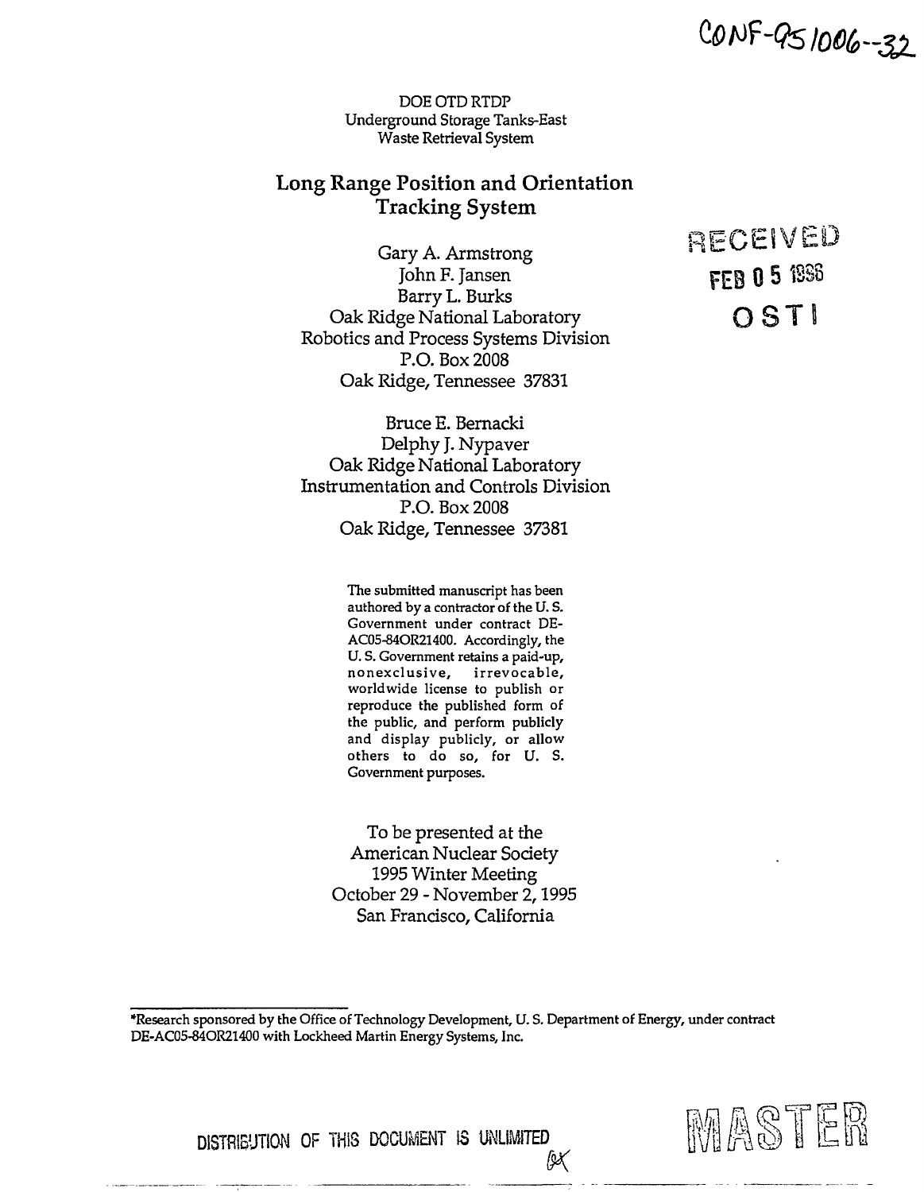CONF-951006--32

DOE OTD RTDP
Underground Storage Tanks-East
Waste Retrieval System

# Long Range Position and Orientation Tracking System

RECEIVED
FEB 05 1996
OSTI

Gary A. Armstrong
John F. Jansen
Barry L. Burks
Oak Ridge National Laboratory
Robotics and Process Systems Division
P.O. Box 2008
Oak Ridge, Tennessee 37831

Bruce E. Bernacki
Delphy J. Nypaver
Oak Ridge National Laboratory
Instrumentation and Controls Division
P.O. Box 2008
Oak Ridge, Tennessee 37381

The submitted manuscript has been authored by a contractor of the U. S. Government under contract DE-AC05-84OR21400. Accordingly, the U. S. Government retains a paid-up, nonexclusive, irrevocable, worldwide license to publish or reproduce the published form of the public, and perform publicly and display publicly, or allow others to do so, for U. S. Government purposes.

To be presented at the
American Nuclear Society
1995 Winter Meeting
October 29 - November 2, 1995
San Francisco, California

*Research sponsored by the Office of Technology Development, U. S. Department of Energy, under contract DE-AC05-84OR21400 with Lockheed Martin Energy Systems, Inc.

DISTRIBUTION OF THIS DOCUMENT IS UNLIMITED

MASTER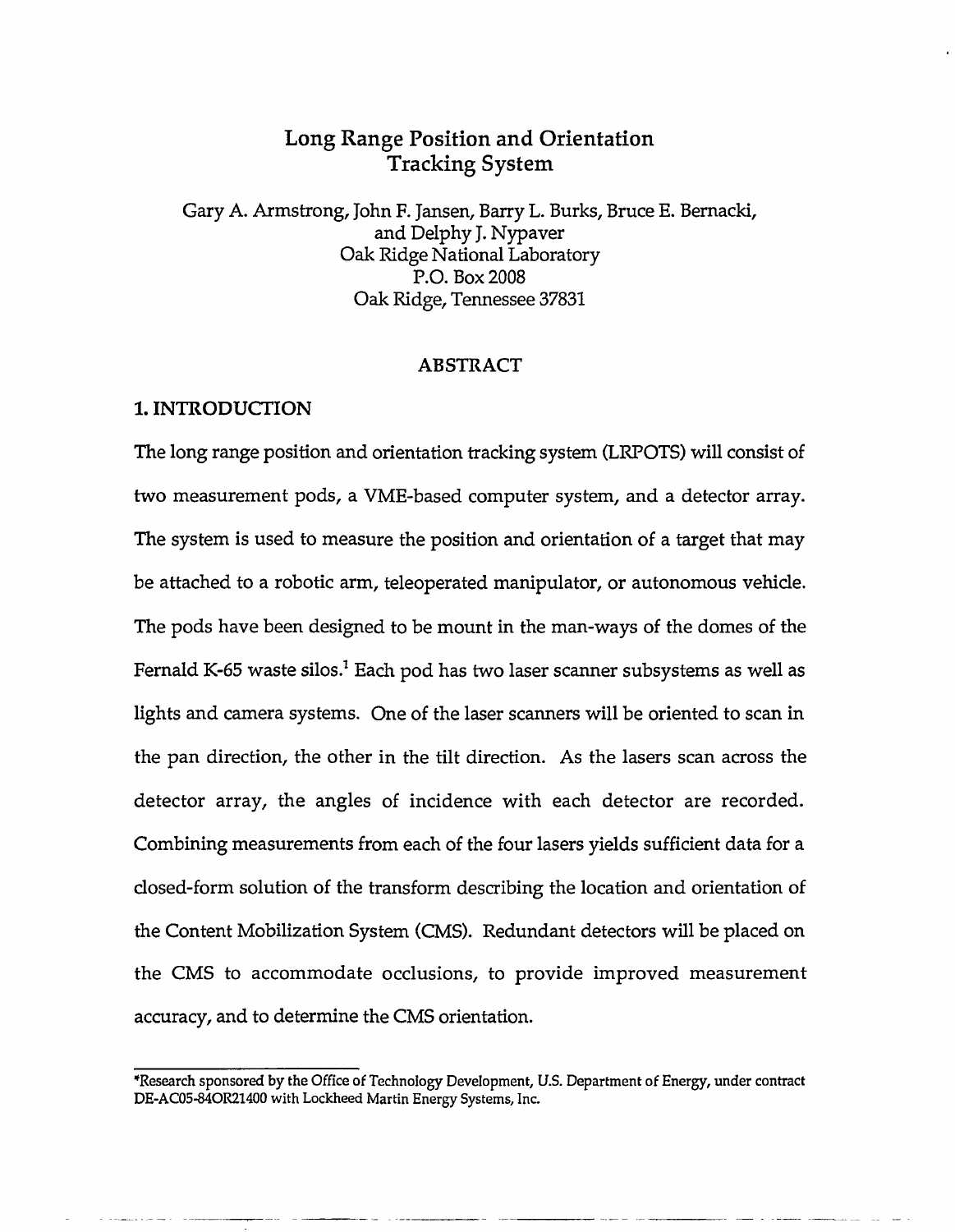# Long Range Position and Orientation Tracking System

Gary A. Armstrong, John F. Jansen, Barry L. Burks, Bruce E. Bernacki, and Delphy J. Nypaver
Oak Ridge National Laboratory
P.O. Box 2008
Oak Ridge, Tennessee 37831

## ABSTRACT

## 1. INTRODUCTION

The long range position and orientation tracking system (LRPOTS) will consist of two measurement pods, a VME-based computer system, and a detector array. The system is used to measure the position and orientation of a target that may be attached to a robotic arm, teleoperated manipulator, or autonomous vehicle. The pods have been designed to be mount in the man-ways of the domes of the Fernald K-65 waste silos.[1] Each pod has two laser scanner subsystems as well as lights and camera systems. One of the laser scanners will be oriented to scan in the pan direction, the other in the tilt direction. As the lasers scan across the detector array, the angles of incidence with each detector are recorded. Combining measurements from each of the four lasers yields sufficient data for a closed-form solution of the transform describing the location and orientation of the Content Mobilization System (CMS). Redundant detectors will be placed on the CMS to accommodate occlusions, to provide improved measurement accuracy, and to determine the CMS orientation.

*Research sponsored by the Office of Technology Development, U.S. Department of Energy, under contract DE-AC05-84OR21400 with Lockheed Martin Energy Systems, Inc.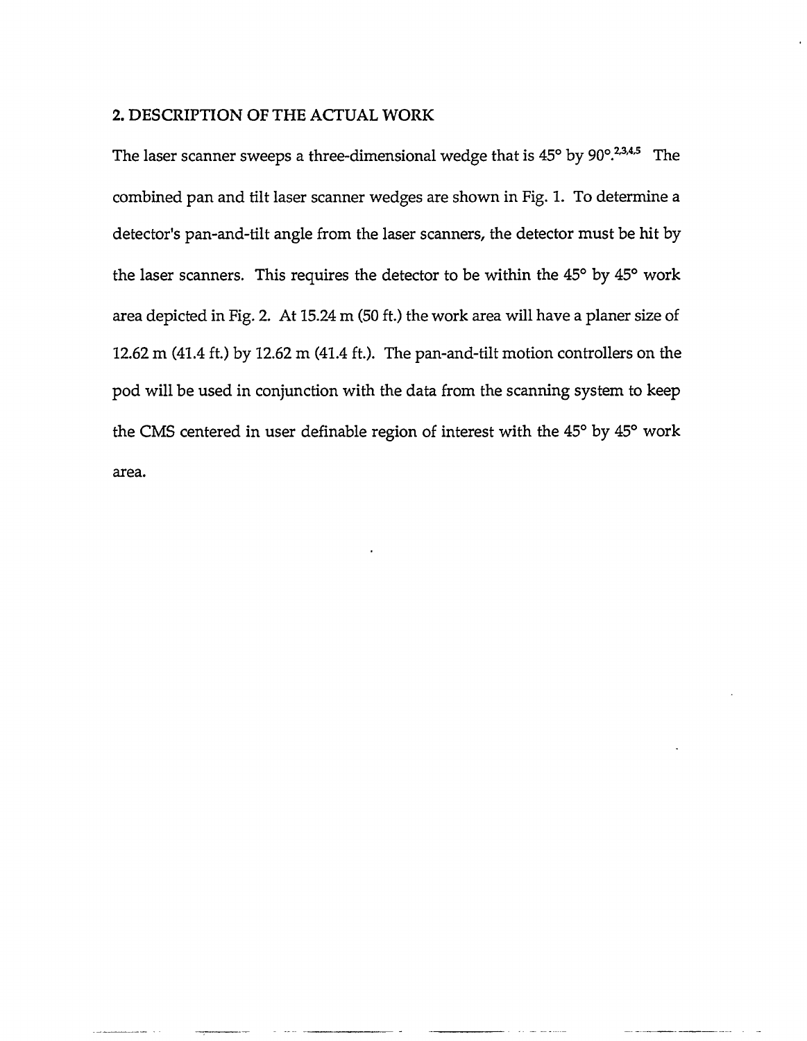## 2. DESCRIPTION OF THE ACTUAL WORK

The laser scanner sweeps a three-dimensional wedge that is 45° by 90°.[2,3,4,5] The combined pan and tilt laser scanner wedges are shown in Fig. 1. To determine a detector's pan-and-tilt angle from the laser scanners, the detector must be hit by the laser scanners. This requires the detector to be within the 45° by 45° work area depicted in Fig. 2. At 15.24 m (50 ft.) the work area will have a planer size of 12.62 m (41.4 ft.) by 12.62 m (41.4 ft.). The pan-and-tilt motion controllers on the pod will be used in conjunction with the data from the scanning system to keep the CMS centered in user definable region of interest with the 45° by 45° work area.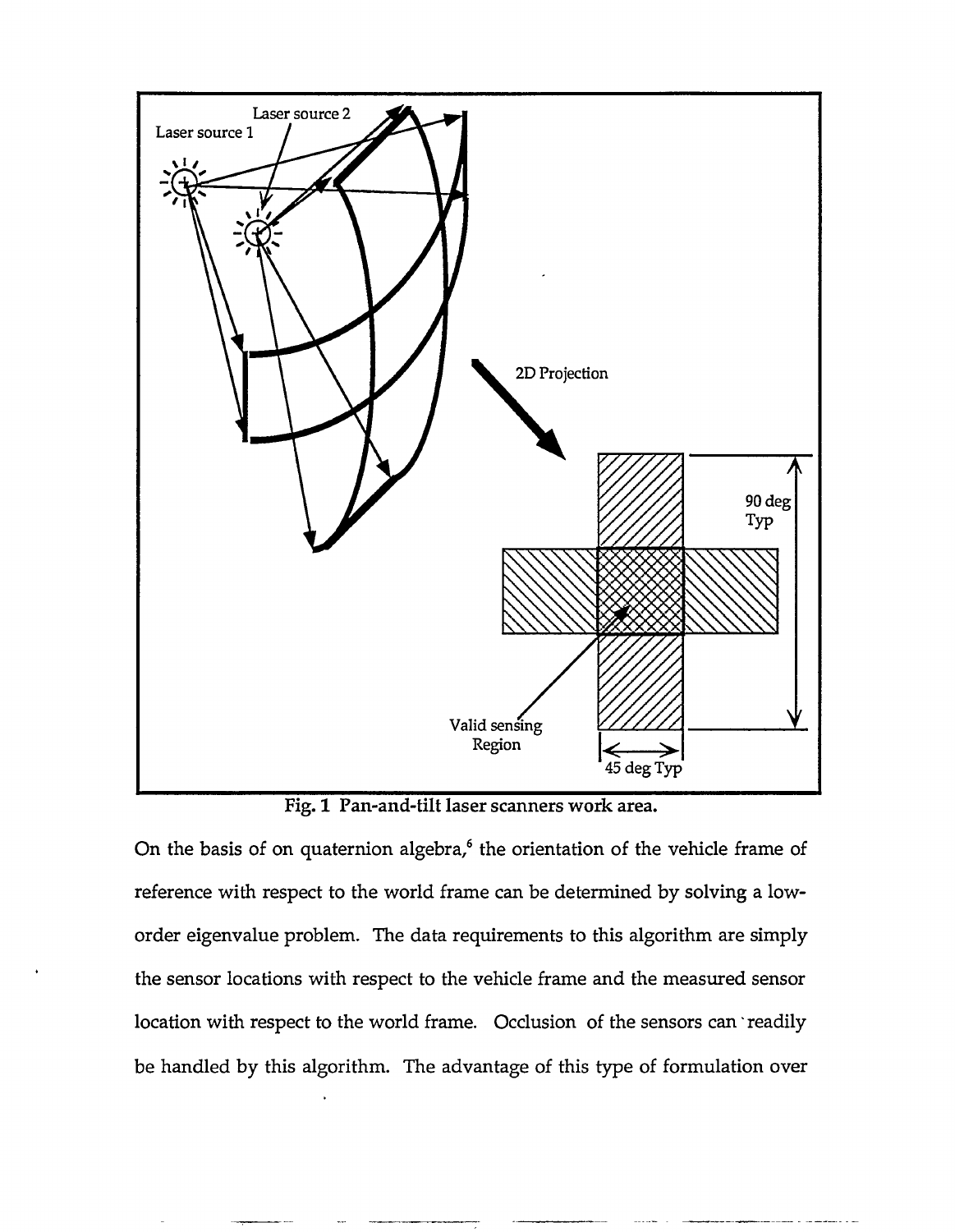Fig. 1 Pan-and-tilt laser scanners work area.

On the basis of on quaternion algebra,[6] the orientation of the vehicle frame of reference with respect to the world frame can be determined by solving a low-order eigenvalue problem. The data requirements to this algorithm are simply the sensor locations with respect to the vehicle frame and the measured sensor location with respect to the world frame. Occlusion of the sensors can readily be handled by this algorithm. The advantage of this type of formulation over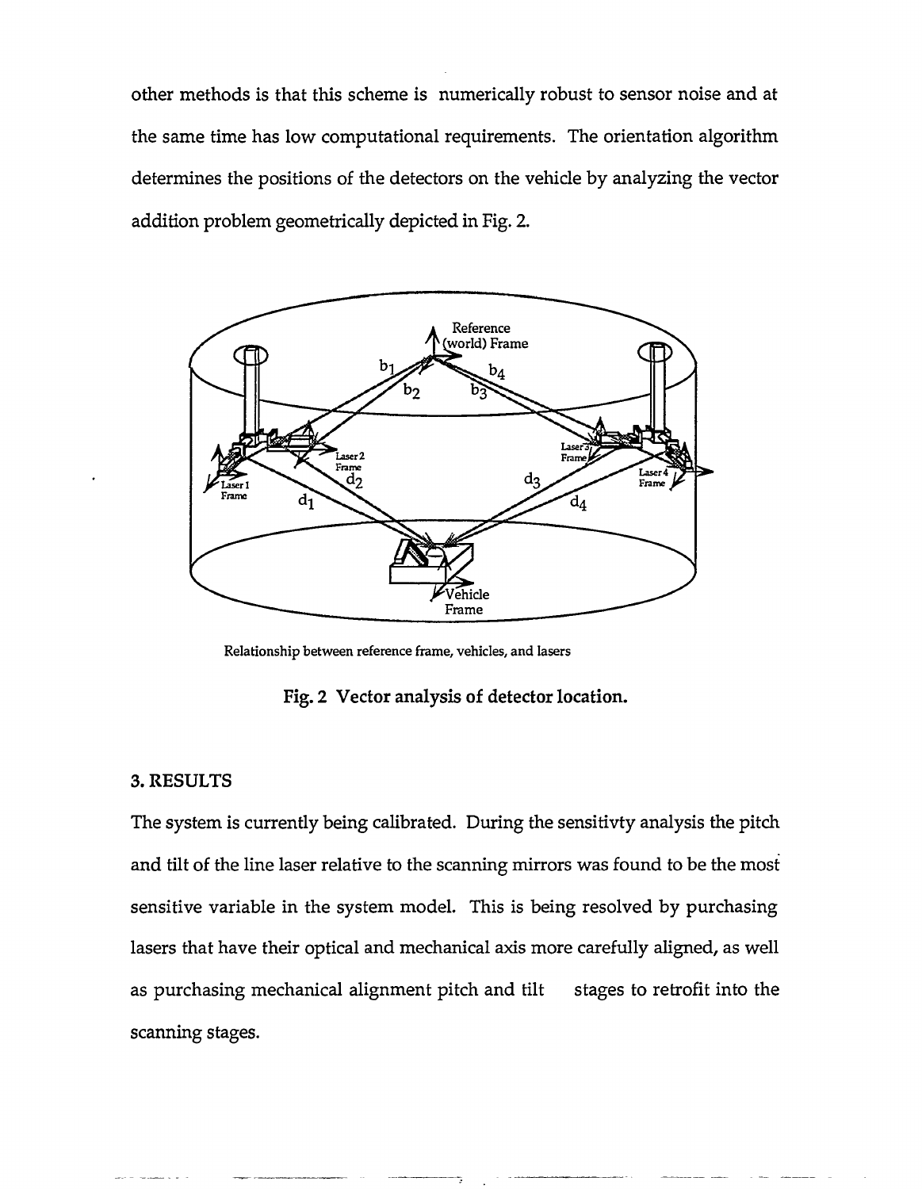other methods is that this scheme is numerically robust to sensor noise and at the same time has low computational requirements. The orientation algorithm determines the positions of the detectors on the vehicle by analyzing the vector addition problem geometrically depicted in Fig. 2.

Relationship between reference frame, vehicles, and lasers

**Fig. 2 Vector analysis of detector location.**

### 3. RESULTS

The system is currently being calibrated. During the sensitivty analysis the pitch and tilt of the line laser relative to the scanning mirrors was found to be the most sensitive variable in the system model. This is being resolved by purchasing lasers that have their optical and mechanical axis more carefully aligned, as well as purchasing mechanical alignment pitch and tilt stages to retrofit into the scanning stages.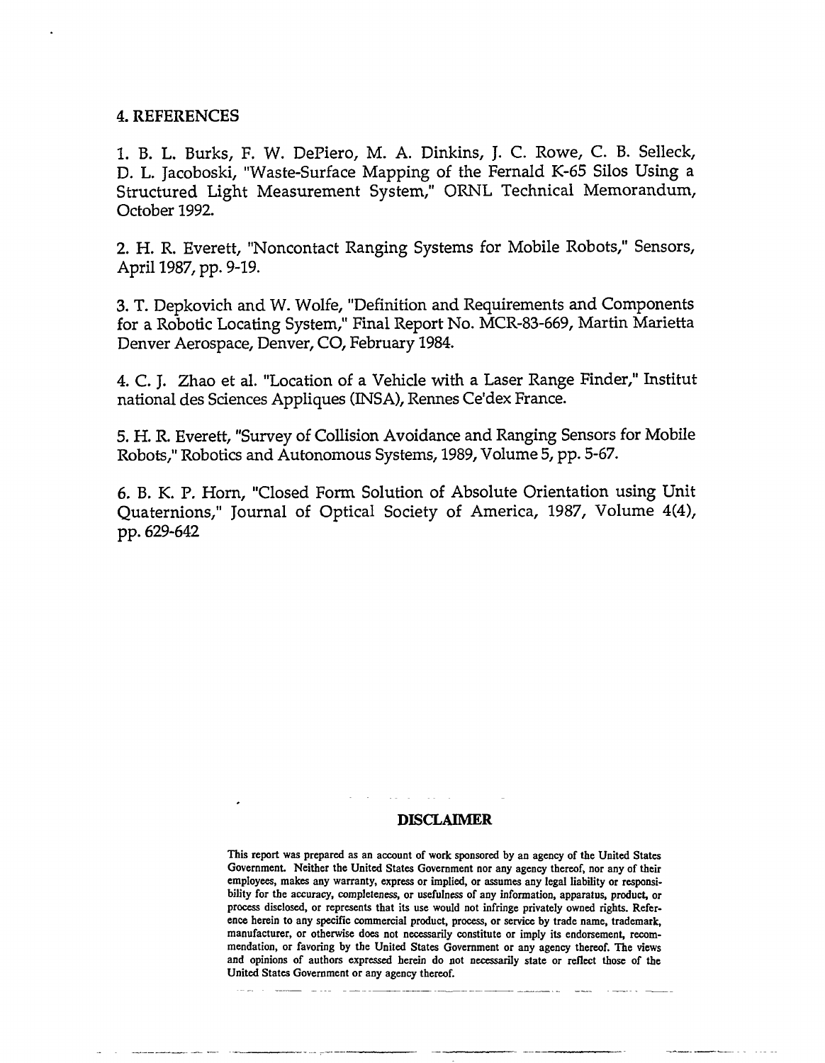## 4. REFERENCES

1. B. L. Burks, F. W. DePiero, M. A. Dinkins, J. C. Rowe, C. B. Selleck, D. L. Jacoboski, "Waste-Surface Mapping of the Fernald K-65 Silos Using a Structured Light Measurement System," ORNL Technical Memorandum, October 1992.

2. H. R. Everett, "Noncontact Ranging Systems for Mobile Robots," Sensors, April 1987, pp. 9-19.

3. T. Depkovich and W. Wolfe, "Definition and Requirements and Components for a Robotic Locating System," Final Report No. MCR-83-669, Martin Marietta Denver Aerospace, Denver, CO, February 1984.

4. C. J. Zhao et al. "Location of a Vehicle with a Laser Range Finder," Institut national des Sciences Appliques (INSA), Rennes Ce'dex France.

5. H. R. Everett, "Survey of Collision Avoidance and Ranging Sensors for Mobile Robots," Robotics and Autonomous Systems, 1989, Volume 5, pp. 5-67.

6. B. K. P. Horn, "Closed Form Solution of Absolute Orientation using Unit Quaternions," Journal of Optical Society of America, 1987, Volume 4(4), pp. 629-642

**DISCLAIMER**

This report was prepared as an account of work sponsored by an agency of the United States Government. Neither the United States Government nor any agency thereof, nor any of their employees, makes any warranty, express or implied, or assumes any legal liability or responsibility for the accuracy, completeness, or usefulness of any information, apparatus, product, or process disclosed, or represents that its use would not infringe privately owned rights. Reference herein to any specific commercial product, process, or service by trade name, trademark, manufacturer, or otherwise does not necessarily constitute or imply its endorsement, recommendation, or favoring by the United States Government or any agency thereof. The views and opinions of authors expressed herein do not necessarily state or reflect those of the United States Government or any agency thereof.